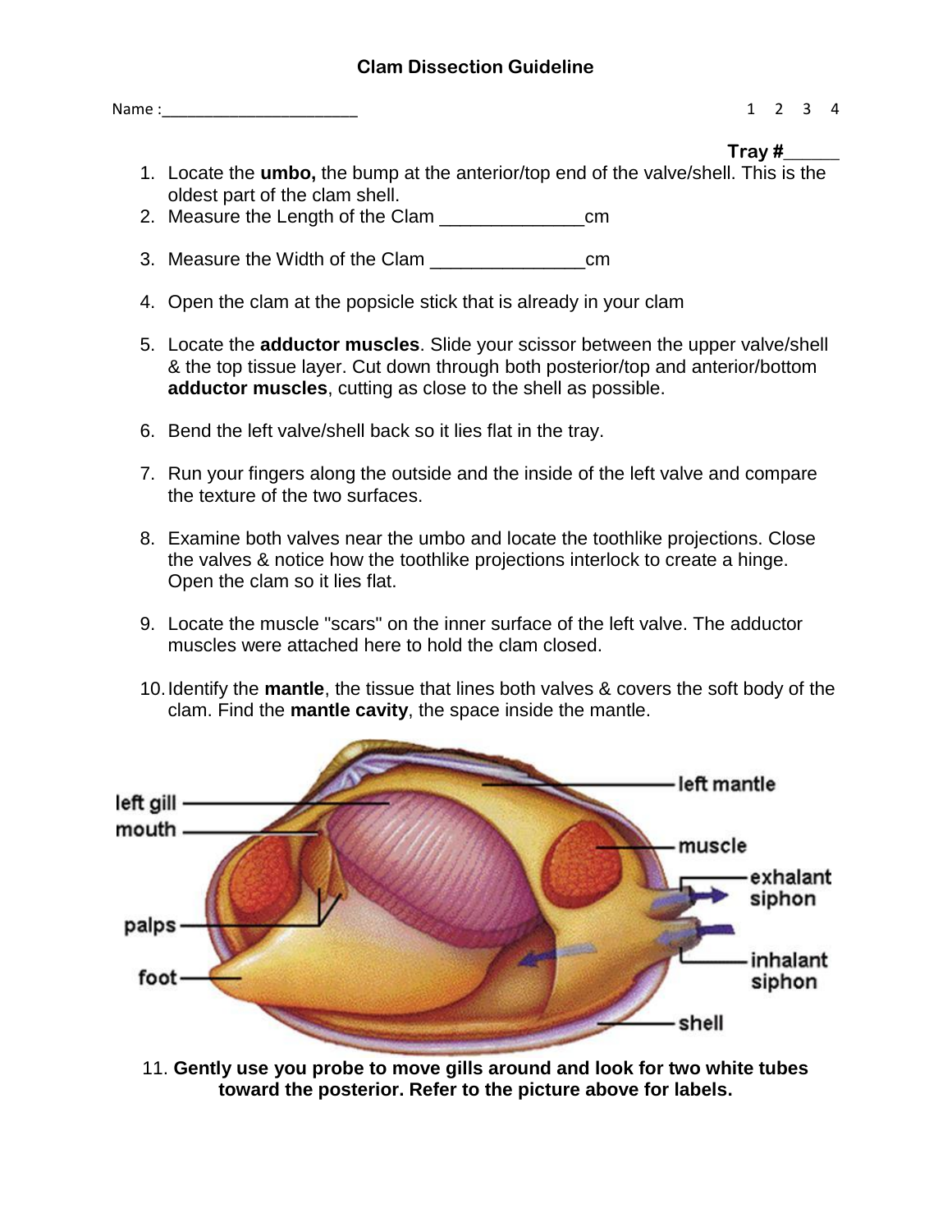# Clam Dissection Guideline

Name :_______________________ 1 2 3 4

**Tray #_____**

1. Locate the **umbo,** the bump at the anterior/top end of the valve/shell. This is the oldest part of the clam shell.
2. Measure the Length of the Clam ______________cm
3. Measure the Width of the Clam _______________cm
4. Open the clam at the popsicle stick that is already in your clam
5. Locate the **adductor muscles**. Slide your scissor between the upper valve/shell & the top tissue layer. Cut down through both posterior/top and anterior/bottom **adductor muscles**, cutting as close to the shell as possible.
6. Bend the left valve/shell back so it lies flat in the tray.
7. Run your fingers along the outside and the inside of the left valve and compare the texture of the two surfaces.
8. Examine both valves near the umbo and locate the toothlike projections. Close the valves & notice how the toothlike projections interlock to create a hinge. Open the clam so it lies flat.
9. Locate the muscle "scars" on the inner surface of the left valve. The adductor muscles were attached here to hold the clam closed.
10. Identify the **mantle**, the tissue that lines both valves & covers the soft body of the clam. Find the **mantle cavity**, the space inside the mantle.

left gill, mouth, palps, foot, left mantle, muscle, exhalant siphon, inhalant siphon, shell

11. **Gently use you probe to move gills around and look for two white tubes toward the posterior. Refer to the picture above for labels.**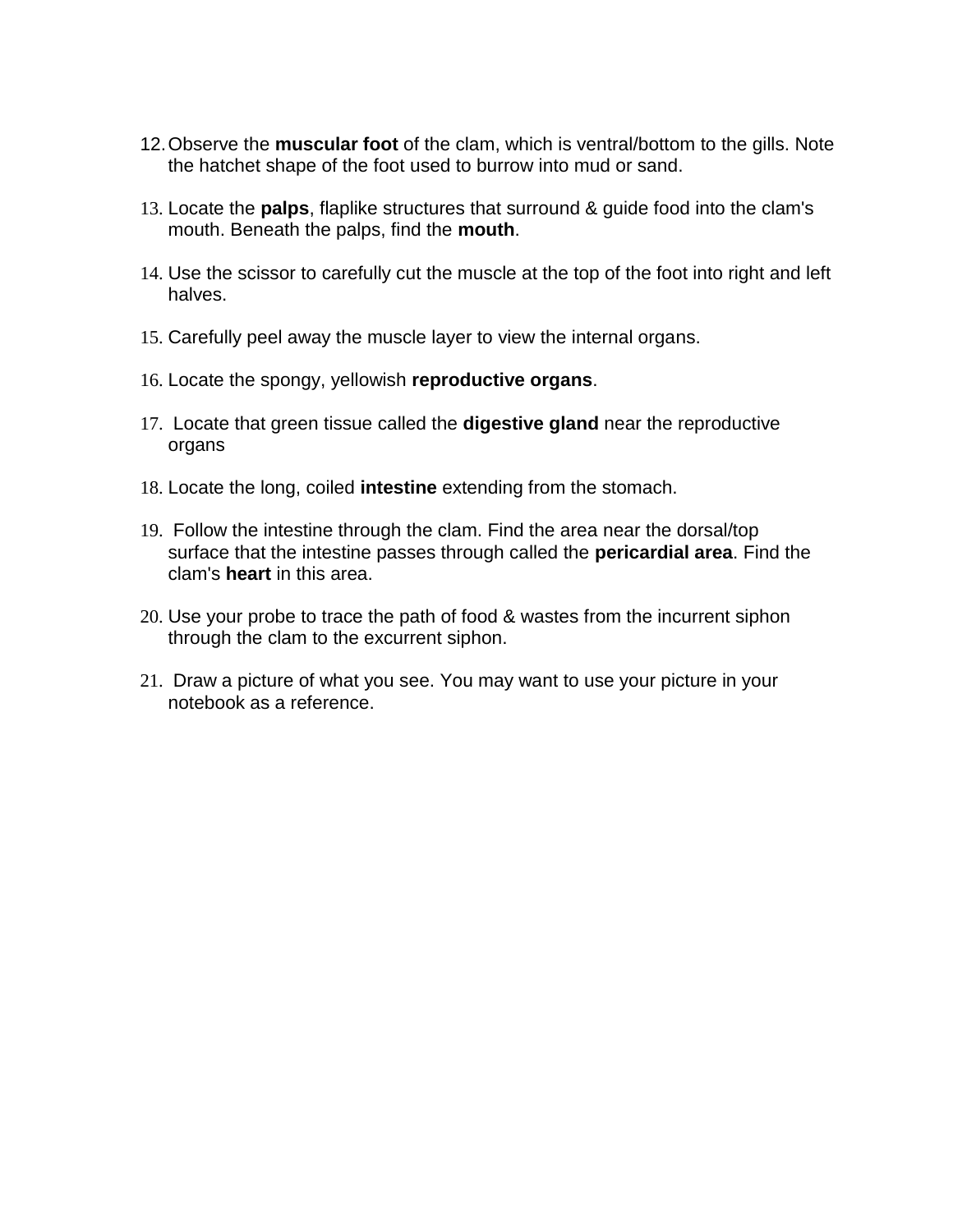12. Observe the **muscular foot** of the clam, which is ventral/bottom to the gills. Note the hatchet shape of the foot used to burrow into mud or sand.

13. Locate the **palps**, flaplike structures that surround & guide food into the clam's mouth. Beneath the palps, find the **mouth**.

14. Use the scissor to carefully cut the muscle at the top of the foot into right and left halves.

15. Carefully peel away the muscle layer to view the internal organs.

16. Locate the spongy, yellowish **reproductive organs**.

17. Locate that green tissue called the **digestive gland** near the reproductive organs

18. Locate the long, coiled **intestine** extending from the stomach.

19. Follow the intestine through the clam. Find the area near the dorsal/top surface that the intestine passes through called the **pericardial area**. Find the clam's **heart** in this area.

20. Use your probe to trace the path of food & wastes from the incurrent siphon through the clam to the excurrent siphon.

21. Draw a picture of what you see. You may want to use your picture in your notebook as a reference.